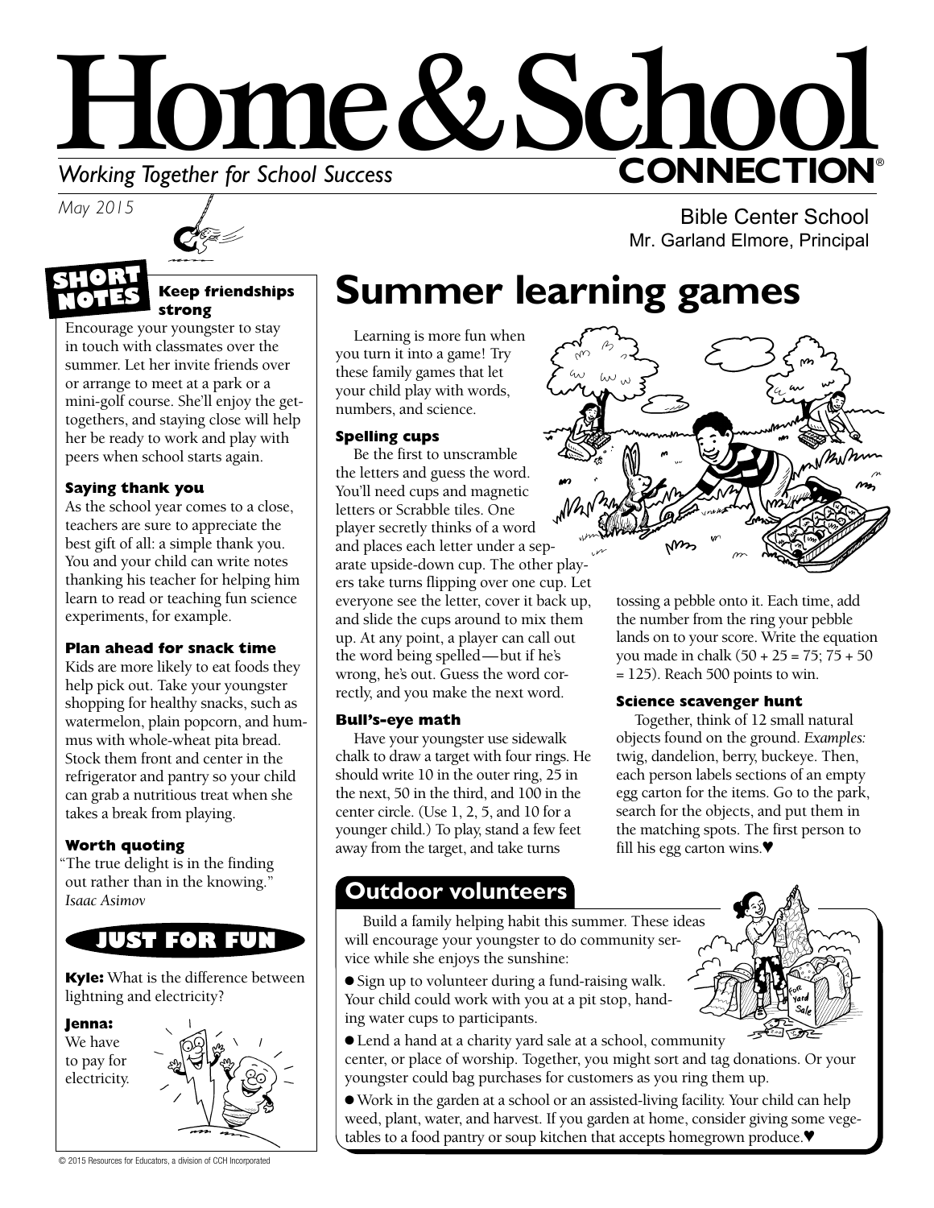# Home & School CONNECTION®

*Working Together for School Success*

*May 2015*

Bible Center School
Mr. Garland Elmore, Principal

## SHORT NOTES

### Keep friendships strong

Encourage your youngster to stay in touch with classmates over the summer. Let her invite friends over or arrange to meet at a park or a mini-golf course. She'll enjoy the get-togethers, and staying close will help her be ready to work and play with peers when school starts again.

### Saying thank you

As the school year comes to a close, teachers are sure to appreciate the best gift of all: a simple thank you. You and your child can write notes thanking his teacher for helping him learn to read or teaching fun science experiments, for example.

### Plan ahead for snack time

Kids are more likely to eat foods they help pick out. Take your youngster shopping for healthy snacks, such as watermelon, plain popcorn, and hummus with whole-wheat pita bread. Stock them front and center in the refrigerator and pantry so your child can grab a nutritious treat when she takes a break from playing.

### Worth quoting

"The true delight is in the finding out rather than in the knowing."
*Isaac Asimov*

## JUST FOR FUN

**Kyle:** What is the difference between lightning and electricity?

**Jenna:** We have to pay for electricity.

# Summer learning games

Learning is more fun when you turn it into a game! Try these family games that let your child play with words, numbers, and science.

### Spelling cups

Be the first to unscramble the letters and guess the word. You'll need cups and magnetic letters or Scrabble tiles. One player secretly thinks of a word and places each letter under a separate upside-down cup. The other players take turns flipping over one cup. Let everyone see the letter, cover it back up, and slide the cups around to mix them up. At any point, a player can call out the word being spelled—but if he's wrong, he's out. Guess the word correctly, and you make the next word.

### Bull's-eye math

Have your youngster use sidewalk chalk to draw a target with four rings. He should write 10 in the outer ring, 25 in the next, 50 in the third, and 100 in the center circle. (Use 1, 2, 5, and 10 for a younger child.) To play, stand a few feet away from the target, and take turns tossing a pebble onto it. Each time, add the number from the ring your pebble lands on to your score. Write the equation you made in chalk ($50 + 25 = 75$; $75 + 50 = 125$). Reach 500 points to win.

### Science scavenger hunt

Together, think of 12 small natural objects found on the ground. *Examples:* twig, dandelion, berry, buckeye. Then, each person labels sections of an empty egg carton for the items. Go to the park, search for the objects, and put them in the matching spots. The first person to fill his egg carton wins.♥

## Outdoor volunteers

Build a family helping habit this summer. These ideas will encourage your youngster to do community service while she enjoys the sunshine:

- Sign up to volunteer during a fund-raising walk. Your child could work with you at a pit stop, handing water cups to participants.
- Lend a hand at a charity yard sale at a school, community center, or place of worship. Together, you might sort and tag donations. Or your youngster could bag purchases for customers as you ring them up.
- Work in the garden at a school or an assisted-living facility. Your child can help weed, plant, water, and harvest. If you garden at home, consider giving some vegetables to a food pantry or soup kitchen that accepts homegrown produce.♥

© 2015 Resources for Educators, a division of CCH Incorporated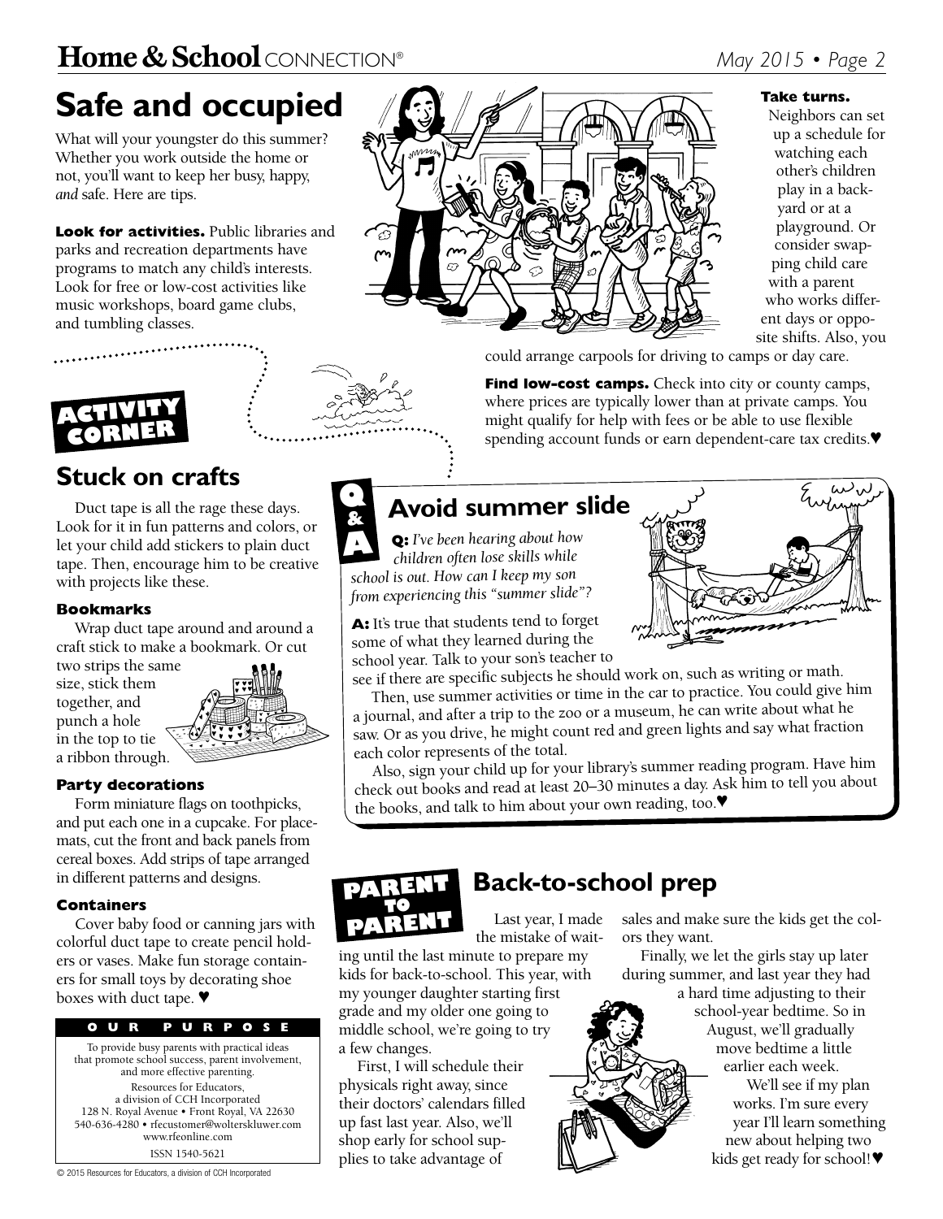# Safe and occupied

What will your youngster do this summer? Whether you work outside the home or not, you'll want to keep her busy, happy, *and* safe. Here are tips.

**Look for activities.** Public libraries and parks and recreation departments have programs to match any child's interests. Look for free or low-cost activities like music workshops, board game clubs, and tumbling classes.

**Take turns.** Neighbors can set up a schedule for watching each other's children play in a backyard or at a playground. Or consider swapping child care with a parent who works different days or opposite shifts. Also, you could arrange carpools for driving to camps or day care.

**Find low-cost camps.** Check into city or county camps, where prices are typically lower than at private camps. You might qualify for help with fees or be able to use flexible spending account funds or earn dependent-care tax credits.♥

## ACTIVITY CORNER

## Stuck on crafts

Duct tape is all the rage these days. Look for it in fun patterns and colors, or let your child add stickers to plain duct tape. Then, encourage him to be creative with projects like these.

### Bookmarks

Wrap duct tape around and around a craft stick to make a bookmark. Or cut two strips the same size, stick them together, and punch a hole in the top to tie a ribbon through.

### Party decorations

Form miniature flags on toothpicks, and put each one in a cupcake. For placemats, cut the front and back panels from cereal boxes. Add strips of tape arranged in different patterns and designs.

### Containers

Cover baby food or canning jars with colorful duct tape to create pencil holders or vases. Make fun storage containers for small toys by decorating shoe boxes with duct tape. ♥

## Q & A: Avoid summer slide

**Q:** *I've been hearing about how children often lose skills while school is out. How can I keep my son from experiencing this "summer slide"?*

**A:** It's true that students tend to forget some of what they learned during the school year. Talk to your son's teacher to see if there are specific subjects he should work on, such as writing or math.

Then, use summer activities or time in the car to practice. You could give him a journal, and after a trip to the zoo or a museum, he can write about what he saw. Or as you drive, he might count red and green lights and say what fraction each color represents of the total.

Also, sign your child up for your library's summer reading program. Have him check out books and read at least 20–30 minutes a day. Ask him to tell you about the books, and talk to him about your own reading, too.♥

## PARENT TO PARENT: Back-to-school prep

Last year, I made the mistake of waiting until the last minute to prepare my kids for back-to-school. This year, with my younger daughter starting first grade and my older one going to middle school, we're going to try a few changes.

First, I will schedule their physicals right away, since their doctors' calendars filled up fast last year. Also, we'll shop early for school supplies to take advantage of sales and make sure the kids get the colors they want.

Finally, we let the girls stay up later during summer, and last year they had a hard time adjusting to their school-year bedtime. So in August, we'll gradually move bedtime a little earlier each week.

We'll see if my plan works. I'm sure every year I'll learn something new about helping two kids get ready for school!♥

**OUR PURPOSE**

To provide busy parents with practical ideas that promote school success, parent involvement, and more effective parenting.

Resources for Educators, a division of CCH Incorporated
128 N. Royal Avenue • Front Royal, VA 22630
540-636-4280 • rfecustomer@wolterskluwer.com
www.rfeonline.com
ISSN 1540-5621

© 2015 Resources for Educators, a division of CCH Incorporated